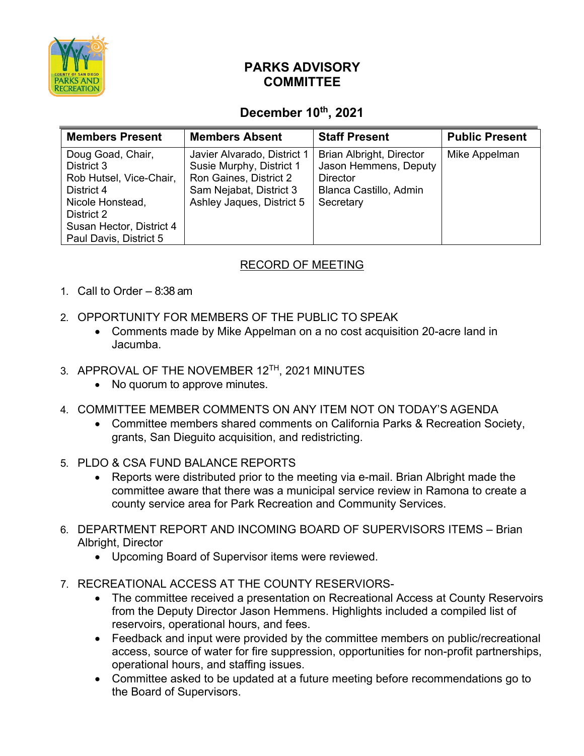# PARKS ADVISORY COMMITTEE

## December 10th, 2021

| Members Present | Members Absent | Staff Present | Public Present |
|---|---|---|---|
| Doug Goad, Chair, District 3<br>Rob Hutsel, Vice-Chair, District 4<br>Nicole Honstead, District 2<br>Susan Hector, District 4<br>Paul Davis, District 5 | Javier Alvarado, District 1<br>Susie Murphy, District 1<br>Ron Gaines, District 2<br>Sam Nejabat, District 3<br>Ashley Jaques, District 5 | Brian Albright, Director<br>Jason Hemmens, Deputy Director<br>Blanca Castillo, Admin Secretary | Mike Appelman |

### RECORD OF MEETING

1. Call to Order – 8:38 am

2. OPPORTUNITY FOR MEMBERS OF THE PUBLIC TO SPEAK
   - Comments made by Mike Appelman on a no cost acquisition 20-acre land in Jacumba.

3. APPROVAL OF THE NOVEMBER 12TH, 2021 MINUTES
   - No quorum to approve minutes.

4. COMMITTEE MEMBER COMMENTS ON ANY ITEM NOT ON TODAY'S AGENDA
   - Committee members shared comments on California Parks & Recreation Society, grants, San Dieguito acquisition, and redistricting.

5. PLDO & CSA FUND BALANCE REPORTS
   - Reports were distributed prior to the meeting via e-mail. Brian Albright made the committee aware that there was a municipal service review in Ramona to create a county service area for Park Recreation and Community Services.

6. DEPARTMENT REPORT AND INCOMING BOARD OF SUPERVISORS ITEMS – Brian Albright, Director
   - Upcoming Board of Supervisor items were reviewed.

7. RECREATIONAL ACCESS AT THE COUNTY RESERVIORS-
   - The committee received a presentation on Recreational Access at County Reservoirs from the Deputy Director Jason Hemmens. Highlights included a compiled list of reservoirs, operational hours, and fees.
   - Feedback and input were provided by the committee members on public/recreational access, source of water for fire suppression, opportunities for non-profit partnerships, operational hours, and staffing issues.
   - Committee asked to be updated at a future meeting before recommendations go to the Board of Supervisors.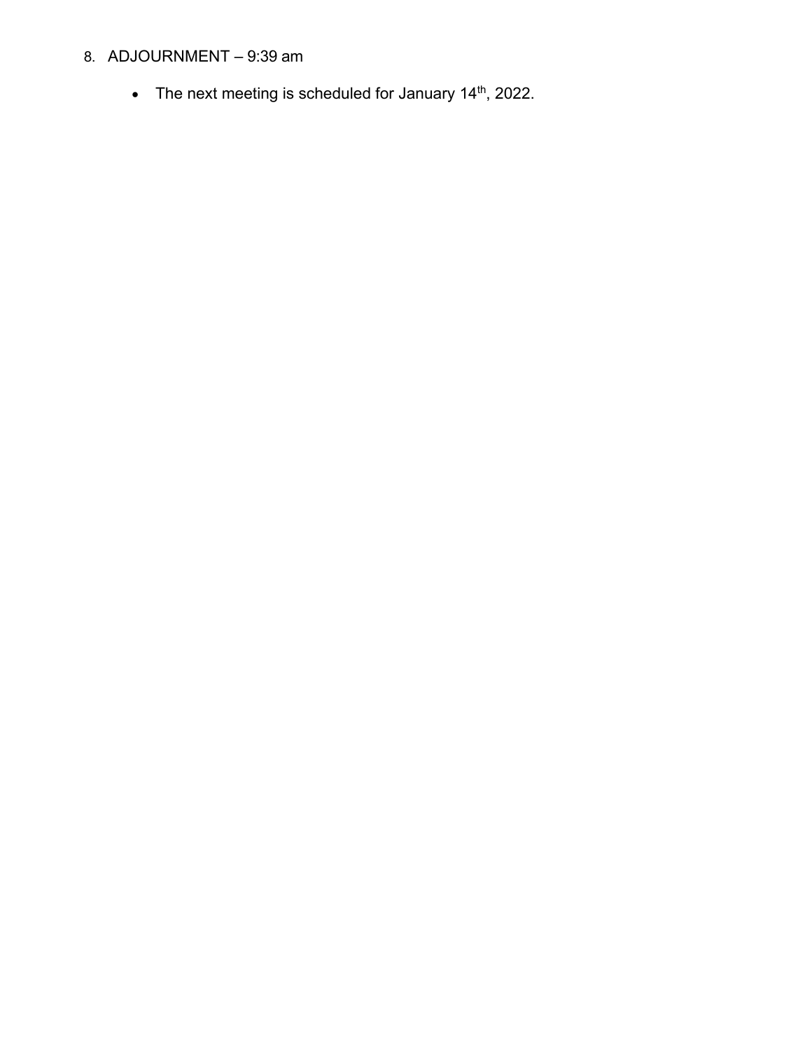8. ADJOURNMENT – 9:39 am

   - The next meeting is scheduled for January 14th, 2022.